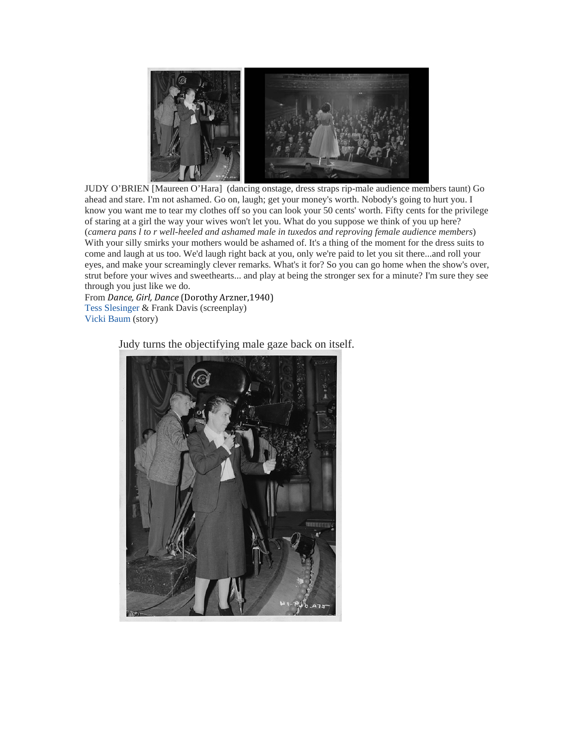JUDY O'BRIEN [Maureen O'Hara] (dancing onstage, dress straps rip-male audience members taunt) Go ahead and stare. I'm not ashamed. Go on, laugh; get your money's worth. Nobody's going to hurt you. I know you want me to tear my clothes off so you can look your 50 cents' worth. Fifty cents for the privilege of staring at a girl the way your wives won't let you. What do you suppose we think of you up here? (*camera pans l to r well-heeled and ashamed male in tuxedos and reproving female audience members*) With your silly smirks your mothers would be ashamed of. It's a thing of the moment for the dress suits to come and laugh at us too. We'd laugh right back at you, only we're paid to let you sit there...and roll your eyes, and make your screamingly clever remarks. What's it for? So you can go home when the show's over, strut before your wives and sweethearts... and play at being the stronger sex for a minute? I'm sure they see through you just like we do.

From *Dance, Girl, Dance* (Dorothy Arzner,1940)
Tess Slesinger & Frank Davis (screenplay)
Vicki Baum (story)

Judy turns the objectifying male gaze back on itself.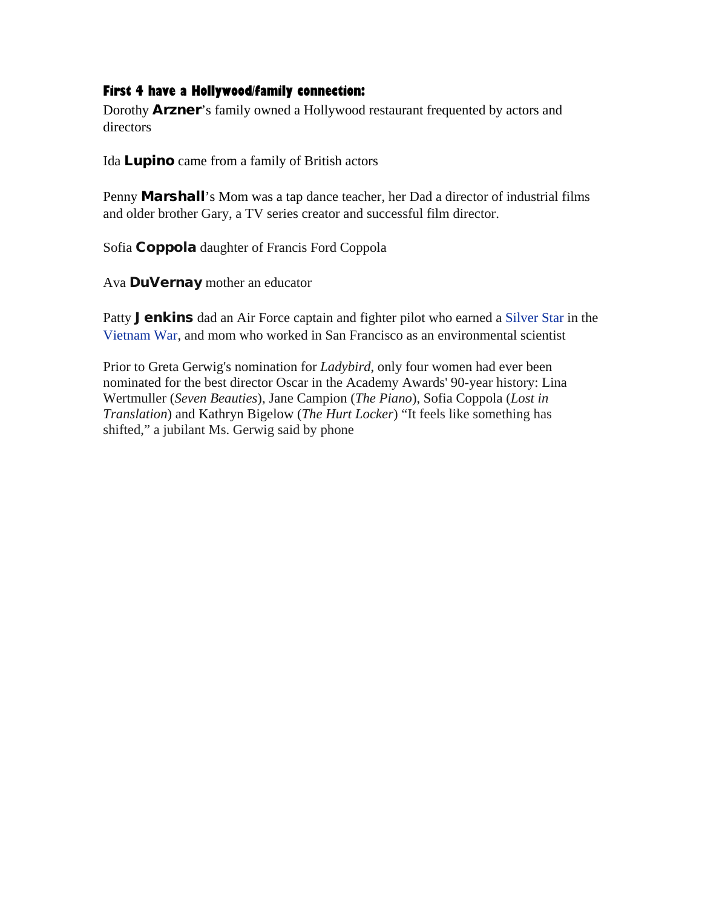**First 4 have a Hollywood/family connection:**

Dorothy **Arzner**'s family owned a Hollywood restaurant frequented by actors and directors

Ida **Lupino** came from a family of British actors

Penny **Marshall**'s Mom was a tap dance teacher, her Dad a director of industrial films and older brother Gary, a TV series creator and successful film director.

Sofia **Coppola** daughter of Francis Ford Coppola

Ava **DuVernay** mother an educator

Patty **Jenkins** dad an Air Force captain and fighter pilot who earned a Silver Star in the Vietnam War, and mom who worked in San Francisco as an environmental scientist

Prior to Greta Gerwig's nomination for *Ladybird*, only four women had ever been nominated for the best director Oscar in the Academy Awards' 90-year history: Lina Wertmuller (*Seven Beauties*), Jane Campion (*The Piano*), Sofia Coppola (*Lost in Translation*) and Kathryn Bigelow (*The Hurt Locker*) "It feels like something has shifted," a jubilant Ms. Gerwig said by phone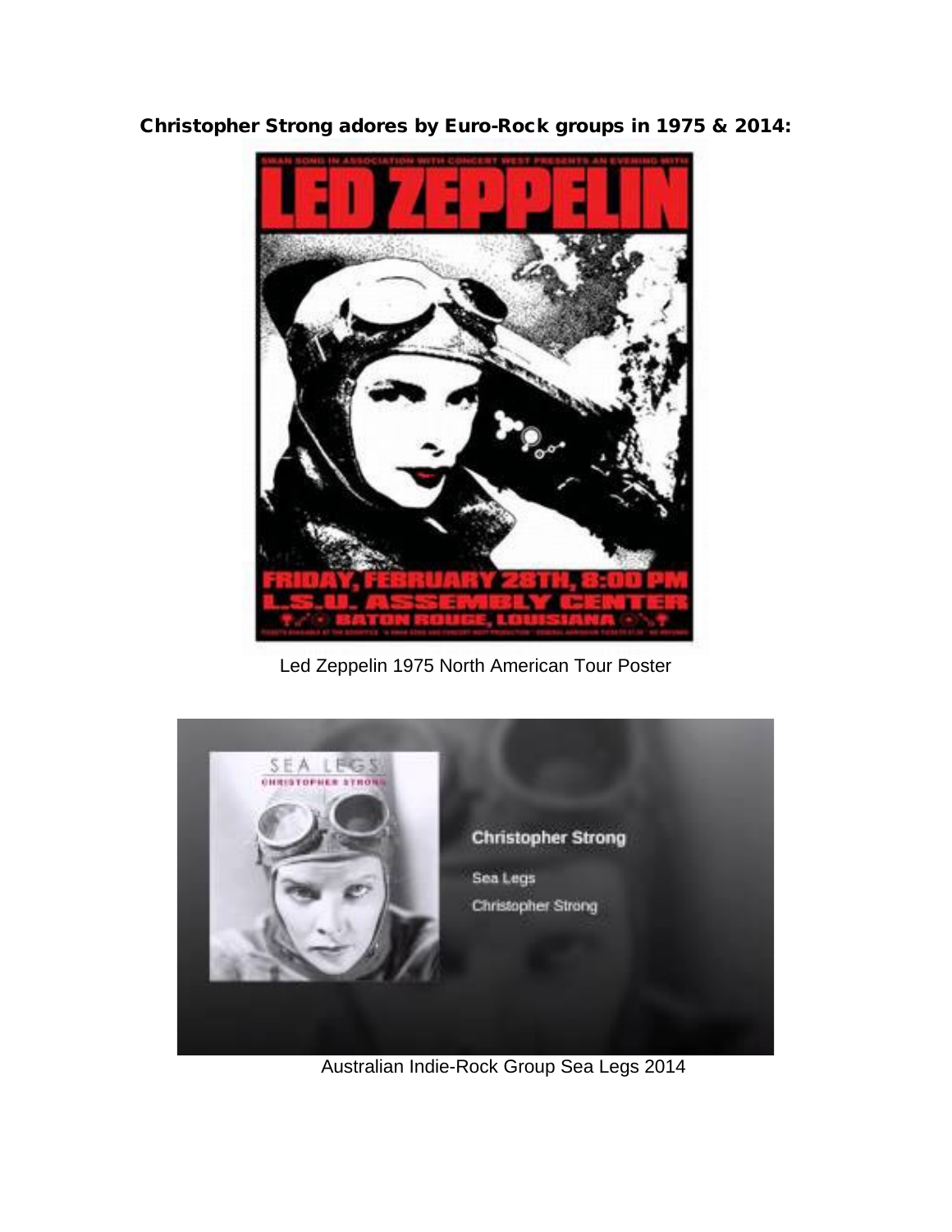**Christopher Strong adores by Euro-Rock groups in 1975 & 2014:**

Led Zeppelin 1975 North American Tour Poster

Australian Indie-Rock Group Sea Legs 2014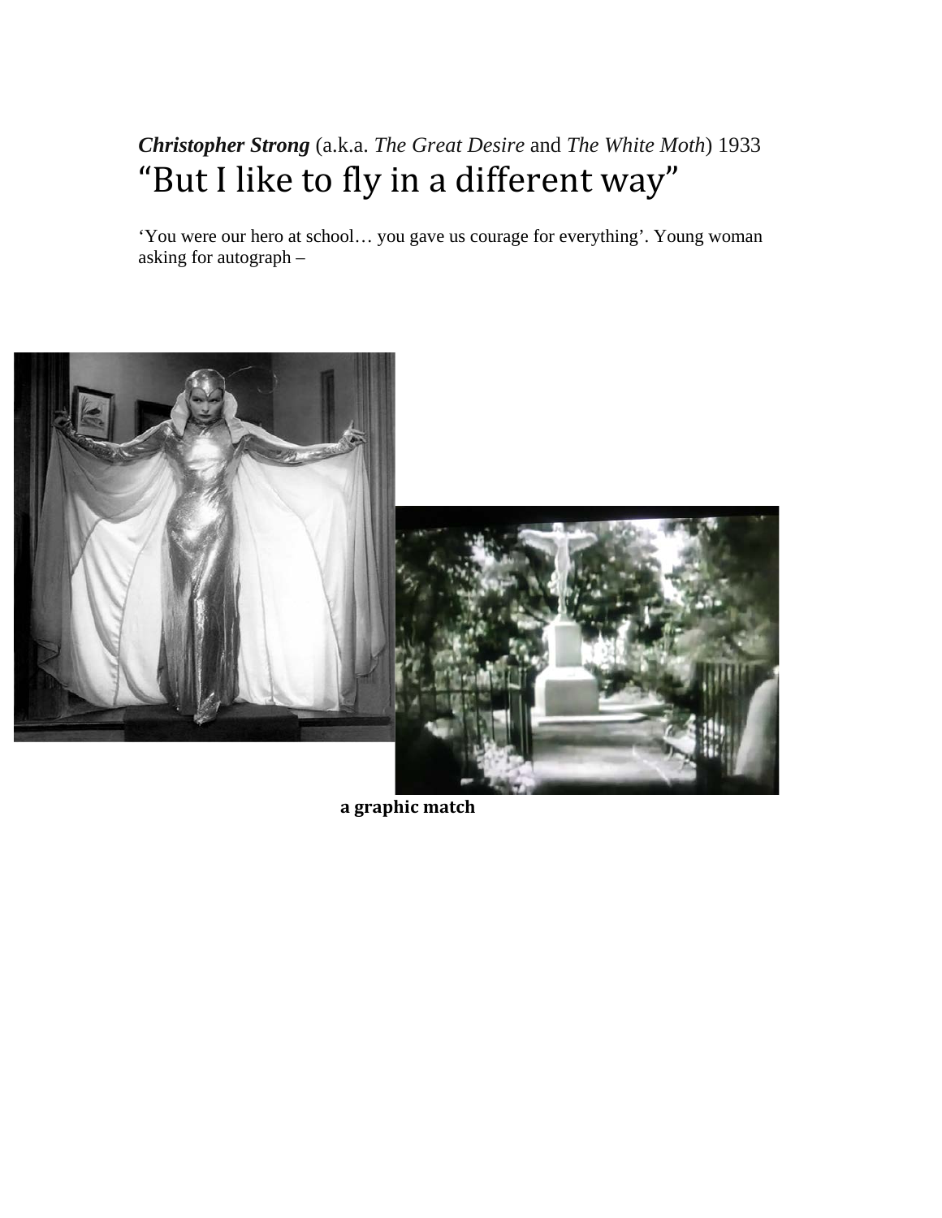***Christopher Strong*** (a.k.a. *The Great Desire* and *The White Moth*) 1933

# "But I like to fly in a different way"

'You were our hero at school… you gave us courage for everything'. Young woman asking for autograph –

**a graphic match**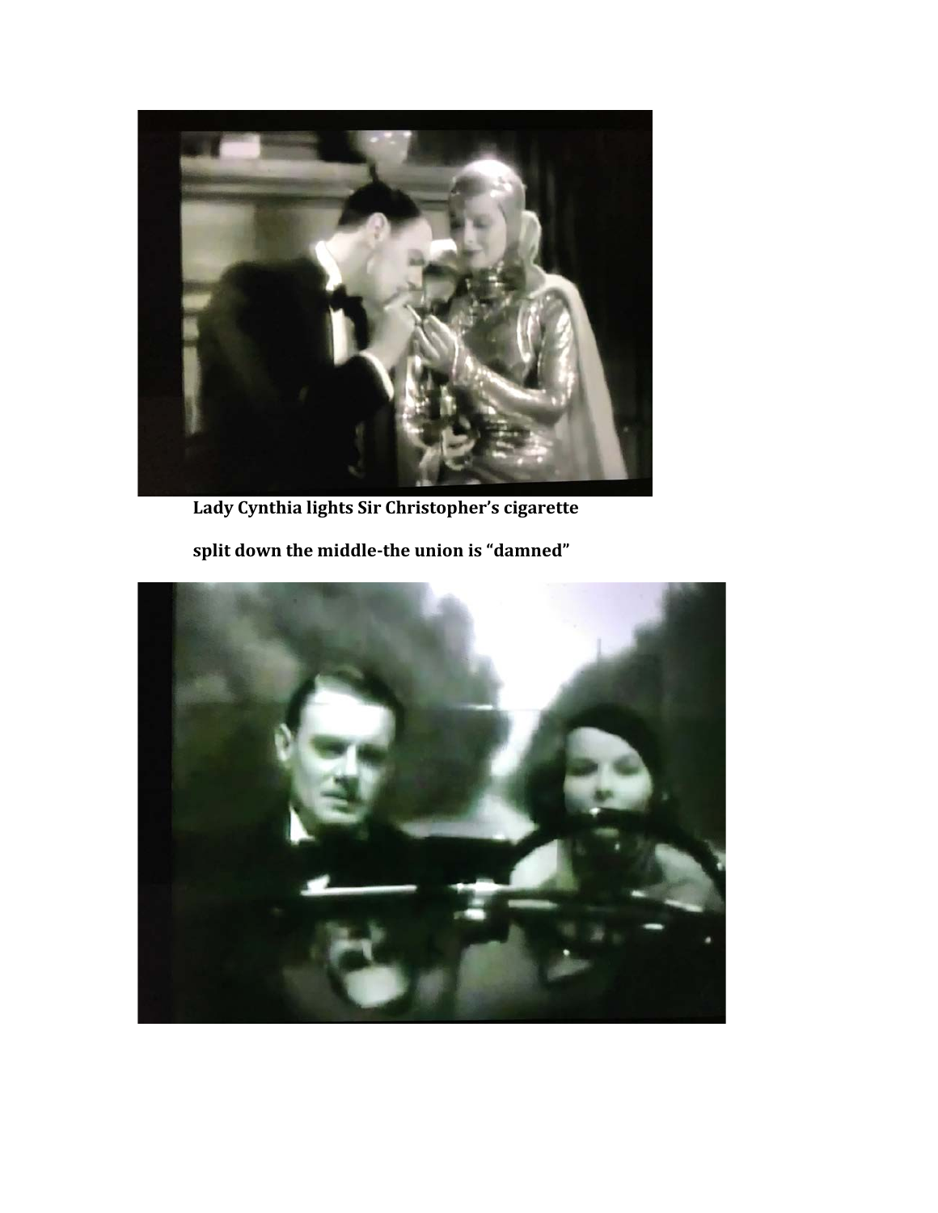**Lady Cynthia lights Sir Christopher's cigarette**

**split down the middle-the union is "damned"**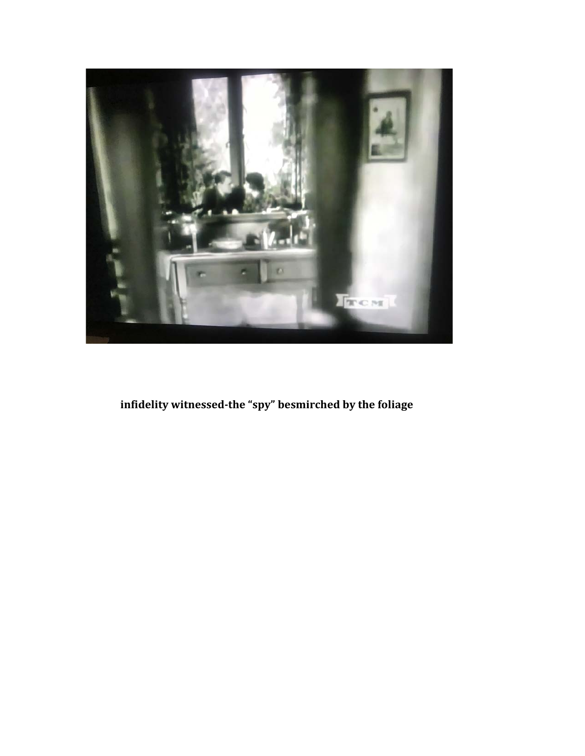**infidelity witnessed-the “spy” besmirched by the foliage**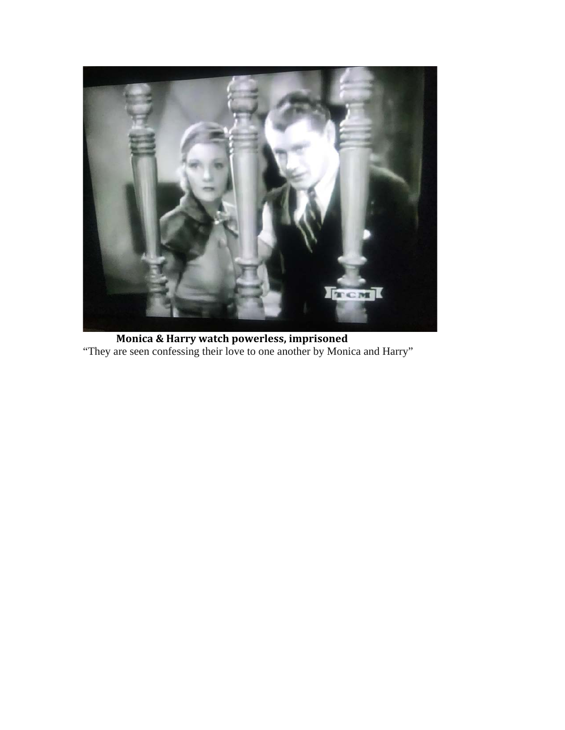**Monica & Harry watch powerless, imprisoned**

"They are seen confessing their love to one another by Monica and Harry"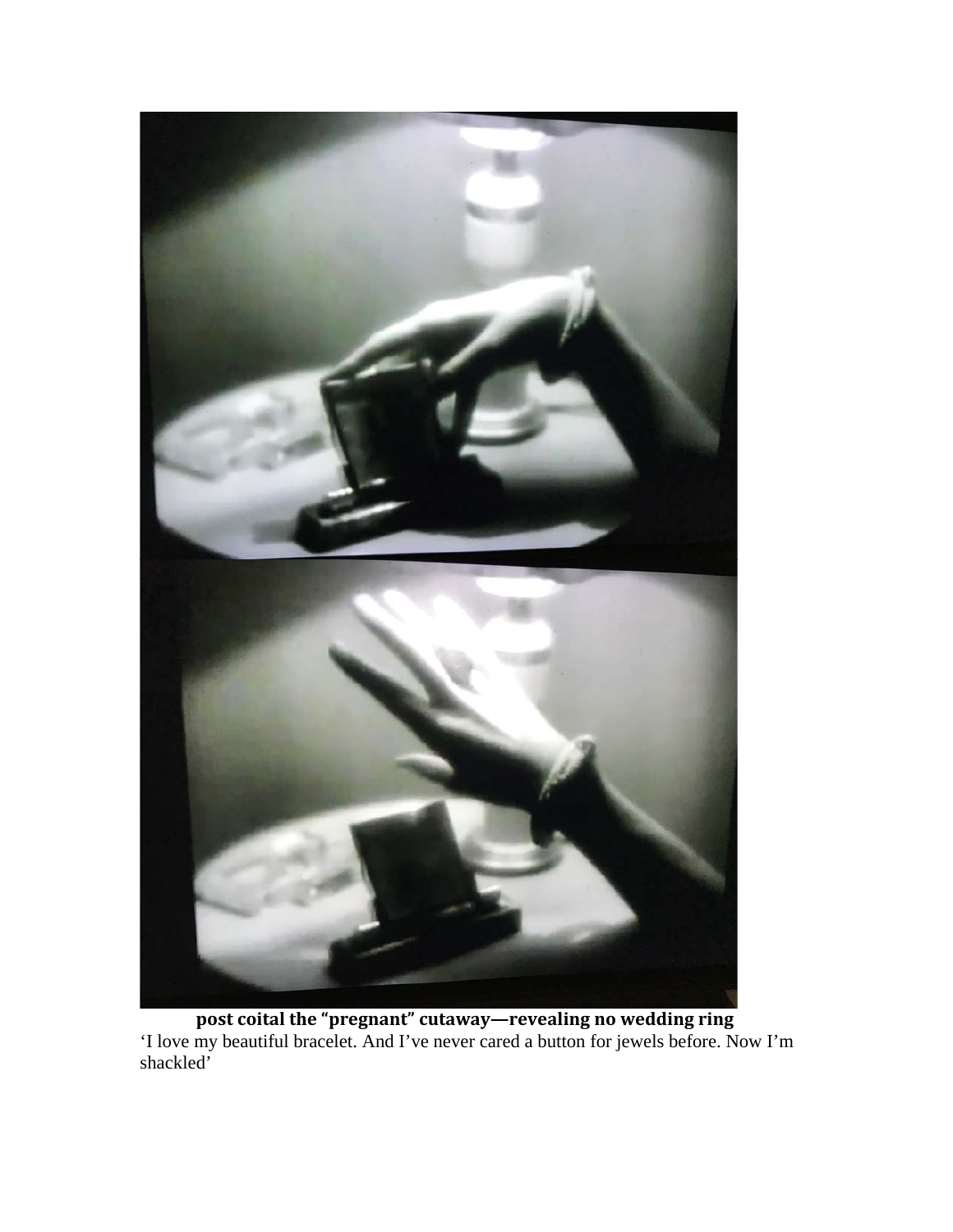**post coital the "pregnant" cutaway—revealing no wedding ring**

'I love my beautiful bracelet. And I've never cared a button for jewels before. Now I'm shackled'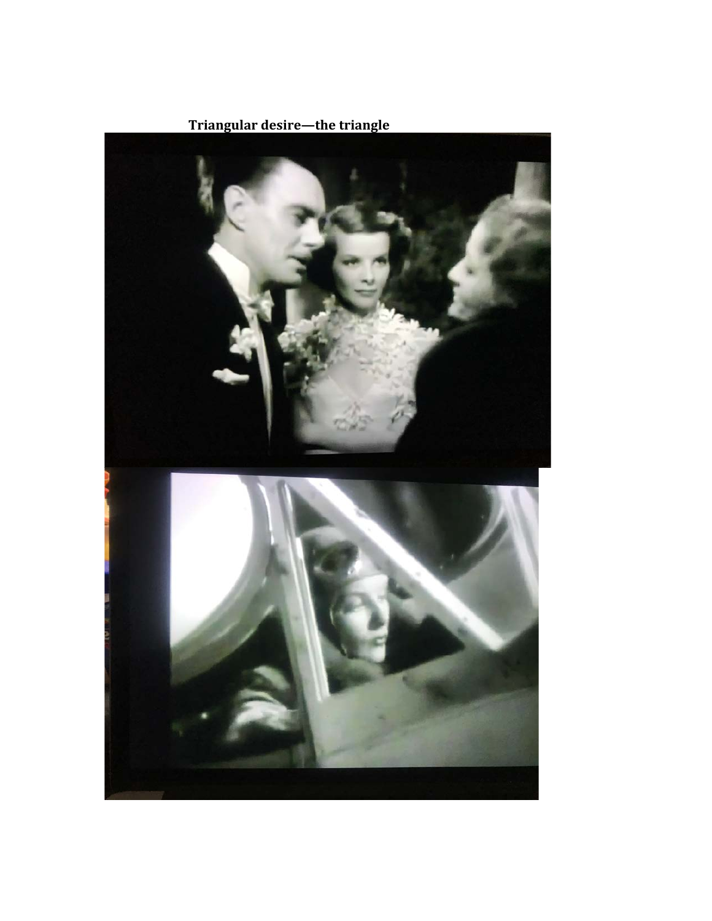**Triangular desire—the triangle**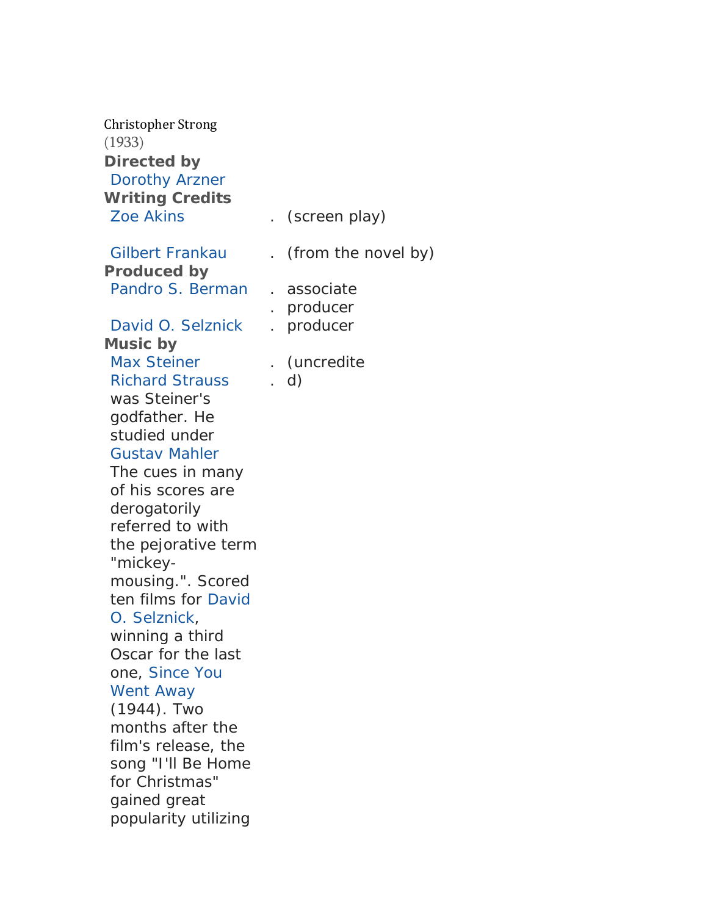Christopher Strong
(1933)

**Directed by**

Dorothy Arzner

**Writing Credits**

| | | |
|---|---|---|
| Zoe Akins | . | (screen play) |
| Gilbert Frankau | . | (from the novel by) |

**Produced by**

| | | |
|---|---|---|
| Pandro S. Berman | . | associate producer |
| David O. Selznick | . | producer |

**Music by**

| | | |
|---|---|---|
| Max Steiner | . | (uncredited) |

Richard Strauss was Steiner's godfather. He studied under Gustav Mahler The cues in many of his scores are derogatorily referred to with the pejorative term "mickey-mousing.". Scored ten films for David O. Selznick, winning a third Oscar for the last one, Since You Went Away (1944). Two months after the film's release, the song "I'll Be Home for Christmas" gained great popularity utilizing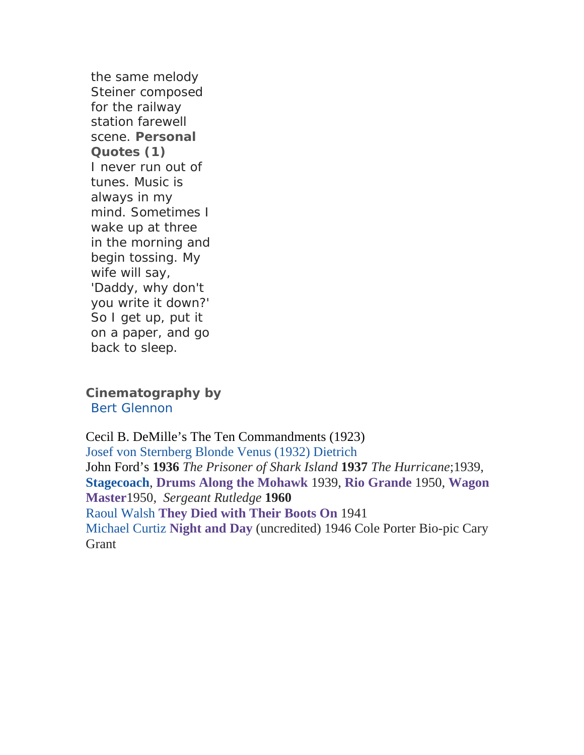the same melody Steiner composed for the railway station farewell scene. **Personal Quotes (1)**

I never run out of tunes. Music is always in my mind. Sometimes I wake up at three in the morning and begin tossing. My wife will say, 'Daddy, why don't you write it down?' So I get up, put it on a paper, and go back to sleep.

**Cinematography by**
Bert Glennon

Cecil B. DeMille's The Ten Commandments (1923)
Josef von Sternberg Blonde Venus (1932) Dietrich
John Ford's **1936** *The Prisoner of Shark Island* **1937** *The Hurricane*;1939, **Stagecoach**, **Drums Along the Mohawk** 1939, **Rio Grande** 1950, **Wagon Master**1950, *Sergeant Rutledge* **1960**
Raoul Walsh **They Died with Their Boots On** 1941
Michael Curtiz **Night and Day** (uncredited) 1946 Cole Porter Bio-pic Cary Grant